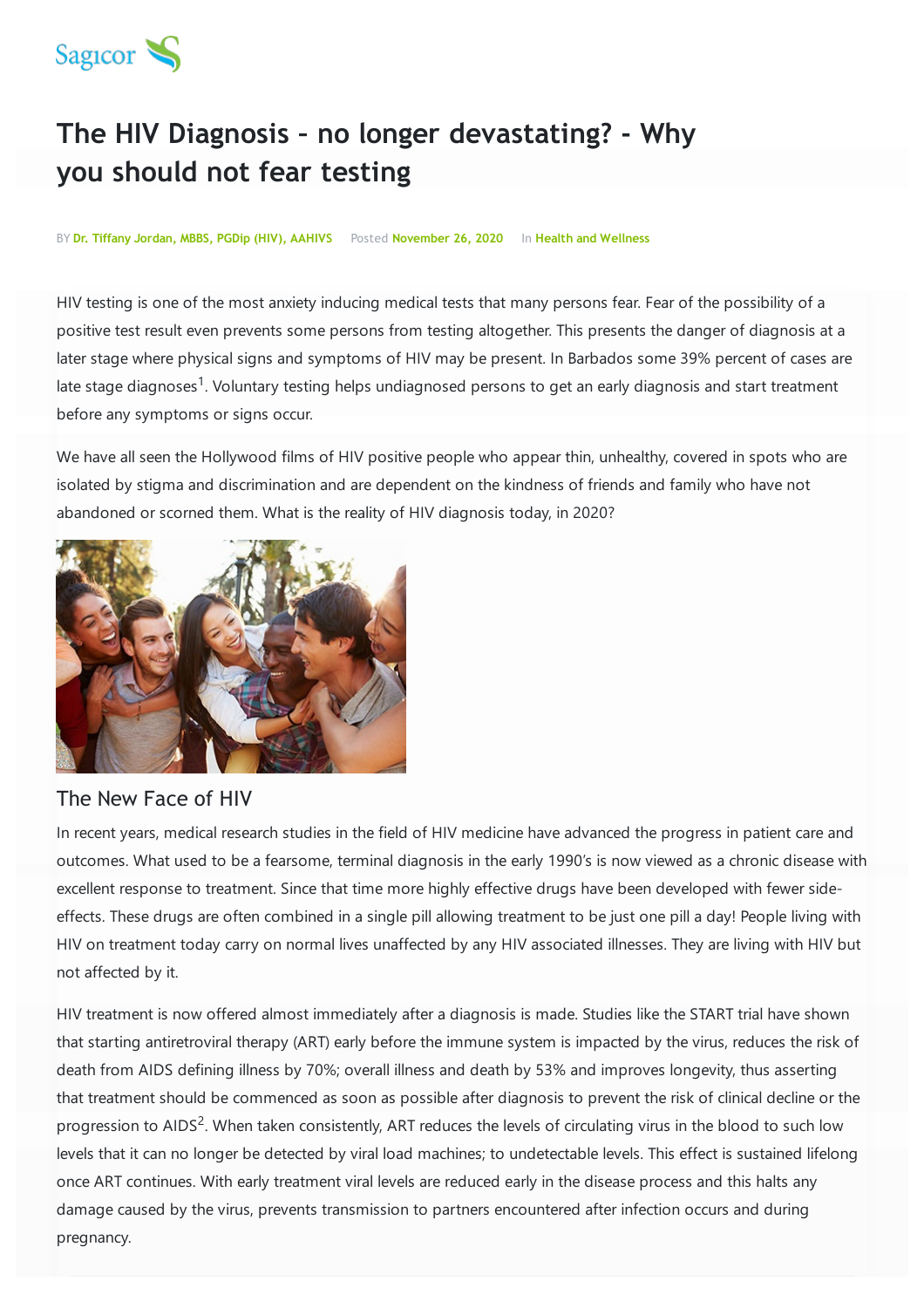# The HIV Diagnosis – no longer devastating? - Why you should not fear testing

BY **Dr. Tiffany Jordan, MBBS, PGDip (HIV), AAHIVS** Posted **November 26, 2020** In **Health and Wellness**

HIV testing is one of the most anxiety inducing medical tests that many persons fear. Fear of the possibility of a positive test result even prevents some persons from testing altogether. This presents the danger of diagnosis at a later stage where physical signs and symptoms of HIV may be present. In Barbados some 39% percent of cases are late stage diagnoses[1]. Voluntary testing helps undiagnosed persons to get an early diagnosis and start treatment before any symptoms or signs occur.

We have all seen the Hollywood films of HIV positive people who appear thin, unhealthy, covered in spots who are isolated by stigma and discrimination and are dependent on the kindness of friends and family who have not abandoned or scorned them. What is the reality of HIV diagnosis today, in 2020?

## The New Face of HIV

In recent years, medical research studies in the field of HIV medicine have advanced the progress in patient care and outcomes. What used to be a fearsome, terminal diagnosis in the early 1990's is now viewed as a chronic disease with excellent response to treatment. Since that time more highly effective drugs have been developed with fewer side-effects. These drugs are often combined in a single pill allowing treatment to be just one pill a day! People living with HIV on treatment today carry on normal lives unaffected by any HIV associated illnesses. They are living with HIV but not affected by it.

HIV treatment is now offered almost immediately after a diagnosis is made. Studies like the START trial have shown that starting antiretroviral therapy (ART) early before the immune system is impacted by the virus, reduces the risk of death from AIDS defining illness by 70%; overall illness and death by 53% and improves longevity, thus asserting that treatment should be commenced as soon as possible after diagnosis to prevent the risk of clinical decline or the progression to AIDS[2]. When taken consistently, ART reduces the levels of circulating virus in the blood to such low levels that it can no longer be detected by viral load machines; to undetectable levels. This effect is sustained lifelong once ART continues. With early treatment viral levels are reduced early in the disease process and this halts any damage caused by the virus, prevents transmission to partners encountered after infection occurs and during pregnancy.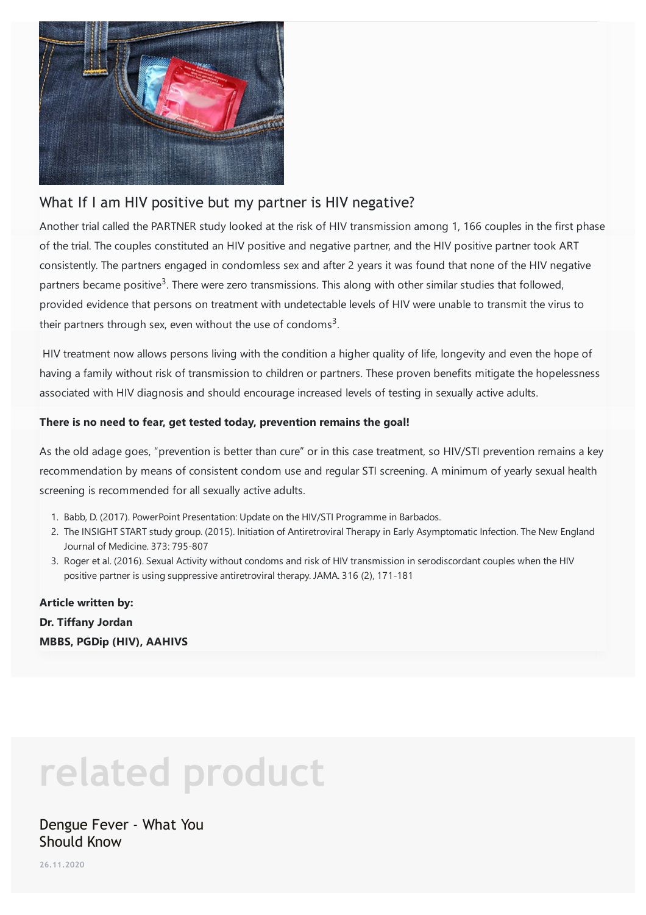## What If I am HIV positive but my partner is HIV negative?

Another trial called the PARTNER study looked at the risk of HIV transmission among 1, 166 couples in the first phase of the trial. The couples constituted an HIV positive and negative partner, and the HIV positive partner took ART consistently. The partners engaged in condomless sex and after 2 years it was found that none of the HIV negative partners became positive[3]. There were zero transmissions. This along with other similar studies that followed, provided evidence that persons on treatment with undetectable levels of HIV were unable to transmit the virus to their partners through sex, even without the use of condoms[3].

HIV treatment now allows persons living with the condition a higher quality of life, longevity and even the hope of having a family without risk of transmission to children or partners. These proven benefits mitigate the hopelessness associated with HIV diagnosis and should encourage increased levels of testing in sexually active adults.

**There is no need to fear, get tested today, prevention remains the goal!**

As the old adage goes, "prevention is better than cure" or in this case treatment, so HIV/STI prevention remains a key recommendation by means of consistent condom use and regular STI screening. A minimum of yearly sexual health screening is recommended for all sexually active adults.

1. Babb, D. (2017). PowerPoint Presentation: Update on the HIV/STI Programme in Barbados.
2. The INSIGHT START study group. (2015). Initiation of Antiretroviral Therapy in Early Asymptomatic Infection. The New England Journal of Medicine. 373: 795-807
3. Roger et al. (2016). Sexual Activity without condoms and risk of HIV transmission in serodiscordant couples when the HIV positive partner is using suppressive antiretroviral therapy. JAMA. 316 (2), 171-181

**Article written by:**
**Dr. Tiffany Jordan**
**MBBS, PGDip (HIV), AAHIVS**

# related product

Dengue Fever - What You Should Know

26.11.2020